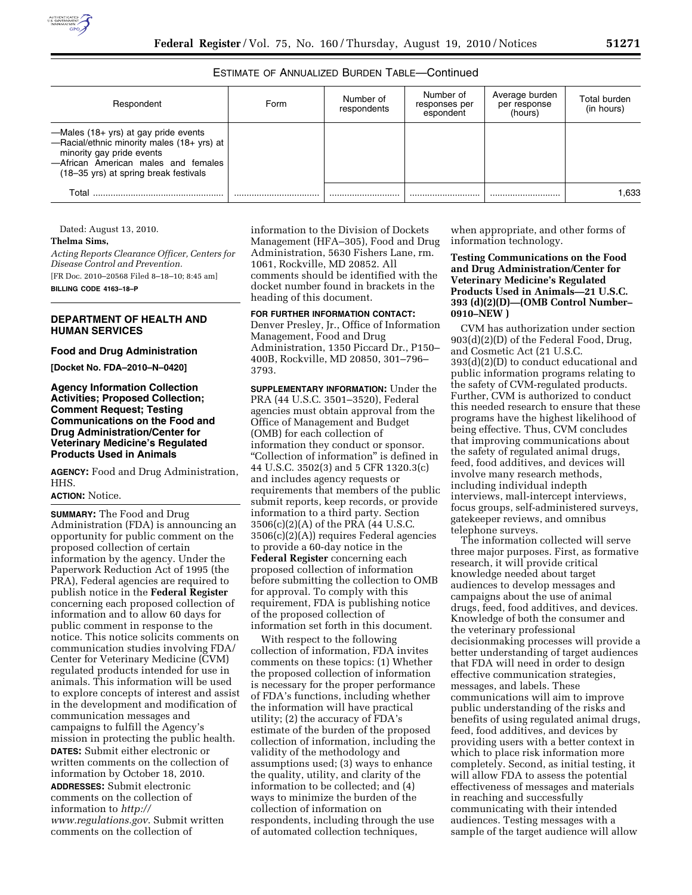ESTIMATE OF ANNUALIZED BURDEN TABLE—Continued

| Respondent | Form | Number of respondents | Number of responses per espondent | Average burden per response (hours) | Total burden (in hours) |
|---|---|---|---|---|---|
| —Males (18+ yrs) at gay pride events<br>—Racial/ethnic minority males (18+ yrs) at minority gay pride events<br>—African American males and females (18–35 yrs) at spring break festivals | | | | | |
| Total .................................................... | .................................. | ............................ | ............................ | ............................ | 1,633 |

Dated: August 13, 2010.

**Thelma Sims,**

*Acting Reports Clearance Officer, Centers for Disease Control and Prevention.*

[FR Doc. 2010–20568 Filed 8–18–10; 8:45 am]

**BILLING CODE 4163–18–P**

## DEPARTMENT OF HEALTH AND HUMAN SERVICES

### Food and Drug Administration

**[Docket No. FDA–2010–N–0420]**

### Agency Information Collection Activities; Proposed Collection; Comment Request; Testing Communications on the Food and Drug Administration/Center for Veterinary Medicine's Regulated Products Used in Animals

**AGENCY:** Food and Drug Administration, HHS.

**ACTION:** Notice.

**SUMMARY:** The Food and Drug Administration (FDA) is announcing an opportunity for public comment on the proposed collection of certain information by the agency. Under the Paperwork Reduction Act of 1995 (the PRA), Federal agencies are required to publish notice in the **Federal Register** concerning each proposed collection of information and to allow 60 days for public comment in response to the notice. This notice solicits comments on communication studies involving FDA/Center for Veterinary Medicine (CVM) regulated products intended for use in animals. This information will be used to explore concepts of interest and assist in the development and modification of communication messages and campaigns to fulfill the Agency's mission in protecting the public health.

**DATES:** Submit either electronic or written comments on the collection of information by October 18, 2010.

**ADDRESSES:** Submit electronic comments on the collection of information to *http://www.regulations.gov*. Submit written comments on the collection of information to the Division of Dockets Management (HFA–305), Food and Drug Administration, 5630 Fishers Lane, rm. 1061, Rockville, MD 20852. All comments should be identified with the docket number found in brackets in the heading of this document.

**FOR FURTHER INFORMATION CONTACT:** Denver Presley, Jr., Office of Information Management, Food and Drug Administration, 1350 Piccard Dr., P150–400B, Rockville, MD 20850, 301–796–3793.

**SUPPLEMENTARY INFORMATION:** Under the PRA (44 U.S.C. 3501–3520), Federal agencies must obtain approval from the Office of Management and Budget (OMB) for each collection of information they conduct or sponsor. "Collection of information" is defined in 44 U.S.C. 3502(3) and 5 CFR 1320.3(c) and includes agency requests or requirements that members of the public submit reports, keep records, or provide information to a third party. Section 3506(c)(2)(A) of the PRA (44 U.S.C. 3506(c)(2)(A)) requires Federal agencies to provide a 60-day notice in the **Federal Register** concerning each proposed collection of information before submitting the collection to OMB for approval. To comply with this requirement, FDA is publishing notice of the proposed collection of information set forth in this document.

With respect to the following collection of information, FDA invites comments on these topics: (1) Whether the proposed collection of information is necessary for the proper performance of FDA's functions, including whether the information will have practical utility; (2) the accuracy of FDA's estimate of the burden of the proposed collection of information, including the validity of the methodology and assumptions used; (3) ways to enhance the quality, utility, and clarity of the information to be collected; and (4) ways to minimize the burden of the collection of information on respondents, including through the use of automated collection techniques, when appropriate, and other forms of information technology.

**Testing Communications on the Food and Drug Administration/Center for Veterinary Medicine's Regulated Products Used in Animals—21 U.S.C. 393 (d)(2)(D)—(OMB Control Number–0910–NEW )**

CVM has authorization under section 903(d)(2)(D) of the Federal Food, Drug, and Cosmetic Act (21 U.S.C. 393(d)(2)(D) to conduct educational and public information programs relating to the safety of CVM-regulated products. Further, CVM is authorized to conduct this needed research to ensure that these programs have the highest likelihood of being effective. Thus, CVM concludes that improving communications about the safety of regulated animal drugs, feed, food additives, and devices will involve many research methods, including individual indepth interviews, mall-intercept interviews, focus groups, self-administered surveys, gatekeeper reviews, and omnibus telephone surveys.

The information collected will serve three major purposes. First, as formative research, it will provide critical knowledge needed about target audiences to develop messages and campaigns about the use of animal drugs, feed, food additives, and devices. Knowledge of both the consumer and the veterinary professional decisionmaking processes will provide a better understanding of target audiences that FDA will need in order to design effective communication strategies, messages, and labels. These communications will aim to improve public understanding of the risks and benefits of using regulated animal drugs, feed, food additives, and devices by providing users with a better context in which to place risk information more completely. Second, as initial testing, it will allow FDA to assess the potential effectiveness of messages and materials in reaching and successfully communicating with their intended audiences. Testing messages with a sample of the target audience will allow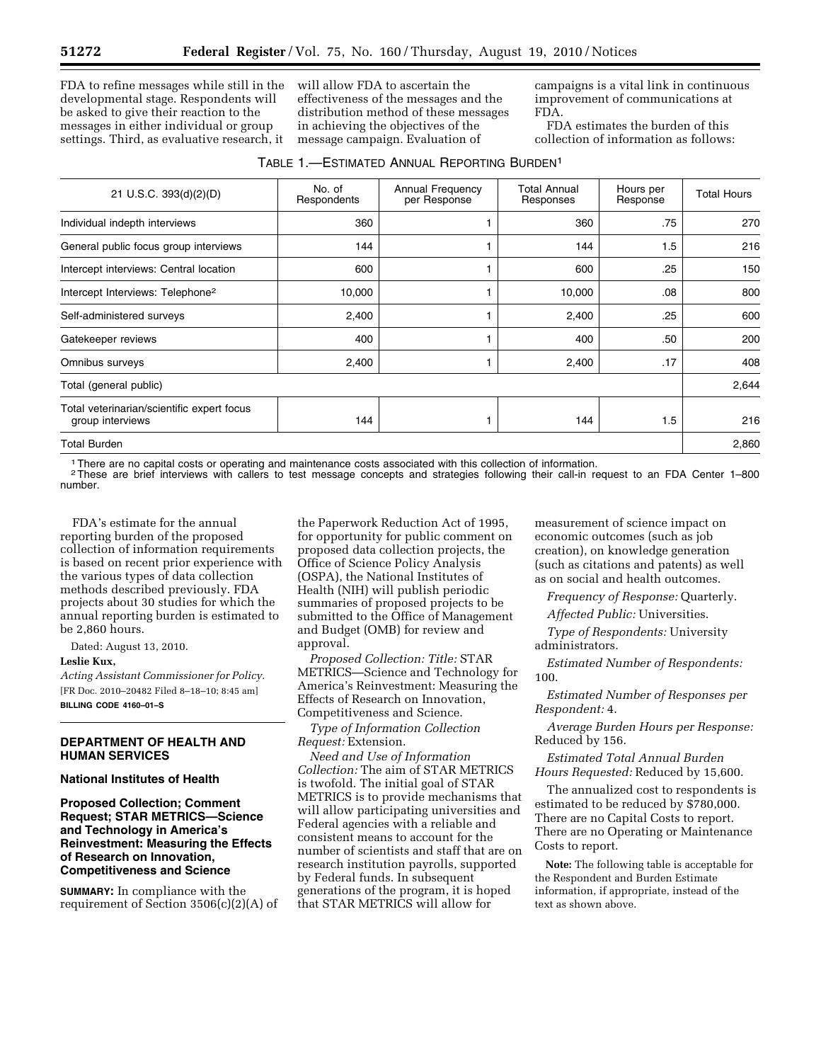FDA to refine messages while still in the developmental stage. Respondents will be asked to give their reaction to the messages in either individual or group settings. Third, as evaluative research, it will allow FDA to ascertain the effectiveness of the messages and the distribution method of these messages in achieving the objectives of the message campaign. Evaluation of campaigns is a vital link in continuous improvement of communications at FDA.

FDA estimates the burden of this collection of information as follows:

TABLE 1.—ESTIMATED ANNUAL REPORTING BURDEN[1]

| 21 U.S.C. 393(d)(2)(D) | No. of Respondents | Annual Frequency per Response | Total Annual Responses | Hours per Response | Total Hours |
|---|---|---|---|---|---|
| Individual indepth interviews | 360 | 1 | 360 | .75 | 270 |
| General public focus group interviews | 144 | 1 | 144 | 1.5 | 216 |
| Intercept interviews: Central location | 600 | 1 | 600 | .25 | 150 |
| Intercept Interviews: Telephone[2] | 10,000 | 1 | 10,000 | .08 | 800 |
| Self-administered surveys | 2,400 | 1 | 2,400 | .25 | 600 |
| Gatekeeper reviews | 400 | 1 | 400 | .50 | 200 |
| Omnibus surveys | 2,400 | 1 | 2,400 | .17 | 408 |
| Total (general public) | | | | | 2,644 |
| Total veterinarian/scientific expert focus group interviews | 144 | 1 | 144 | 1.5 | 216 |
| Total Burden | | | | | 2,860 |

[1] There are no capital costs or operating and maintenance costs associated with this collection of information.
[2] These are brief interviews with callers to test message concepts and strategies following their call-in request to an FDA Center 1–800 number.

FDA's estimate for the annual reporting burden of the proposed collection of information requirements is based on recent prior experience with the various types of data collection methods described previously. FDA projects about 30 studies for which the annual reporting burden is estimated to be 2,860 hours.

Dated: August 13, 2010.

**Leslie Kux,**

*Acting Assistant Commissioner for Policy.*

[FR Doc. 2010–20482 Filed 8–18–10; 8:45 am]

**BILLING CODE 4160–01–S**

## DEPARTMENT OF HEALTH AND HUMAN SERVICES

### National Institutes of Health

### Proposed Collection; Comment Request; STAR METRICS—Science and Technology in America's Reinvestment: Measuring the Effects of Research on Innovation, Competitiveness and Science

**SUMMARY:** In compliance with the requirement of Section 3506(c)(2)(A) of the Paperwork Reduction Act of 1995, for opportunity for public comment on proposed data collection projects, the Office of Science Policy Analysis (OSPA), the National Institutes of Health (NIH) will publish periodic summaries of proposed projects to be submitted to the Office of Management and Budget (OMB) for review and approval.

*Proposed Collection: Title:* STAR METRICS—Science and Technology for America's Reinvestment: Measuring the Effects of Research on Innovation, Competitiveness and Science.

*Type of Information Collection Request:* Extension.

*Need and Use of Information Collection:* The aim of STAR METRICS is twofold. The initial goal of STAR METRICS is to provide mechanisms that will allow participating universities and Federal agencies with a reliable and consistent means to account for the number of scientists and staff that are on research institution payrolls, supported by Federal funds. In subsequent generations of the program, it is hoped that STAR METRICS will allow for measurement of science impact on economic outcomes (such as job creation), on knowledge generation (such as citations and patents) as well as on social and health outcomes.

*Frequency of Response:* Quarterly.

*Affected Public:* Universities.

*Type of Respondents:* University administrators.

*Estimated Number of Respondents:* 100.

*Estimated Number of Responses per Respondent:* 4.

*Average Burden Hours per Response:* Reduced by 156.

*Estimated Total Annual Burden Hours Requested:* Reduced by 15,600.

The annualized cost to respondents is estimated to be reduced by $780,000. There are no Capital Costs to report. There are no Operating or Maintenance Costs to report.

**Note:** The following table is acceptable for the Respondent and Burden Estimate information, if appropriate, instead of the text as shown above.